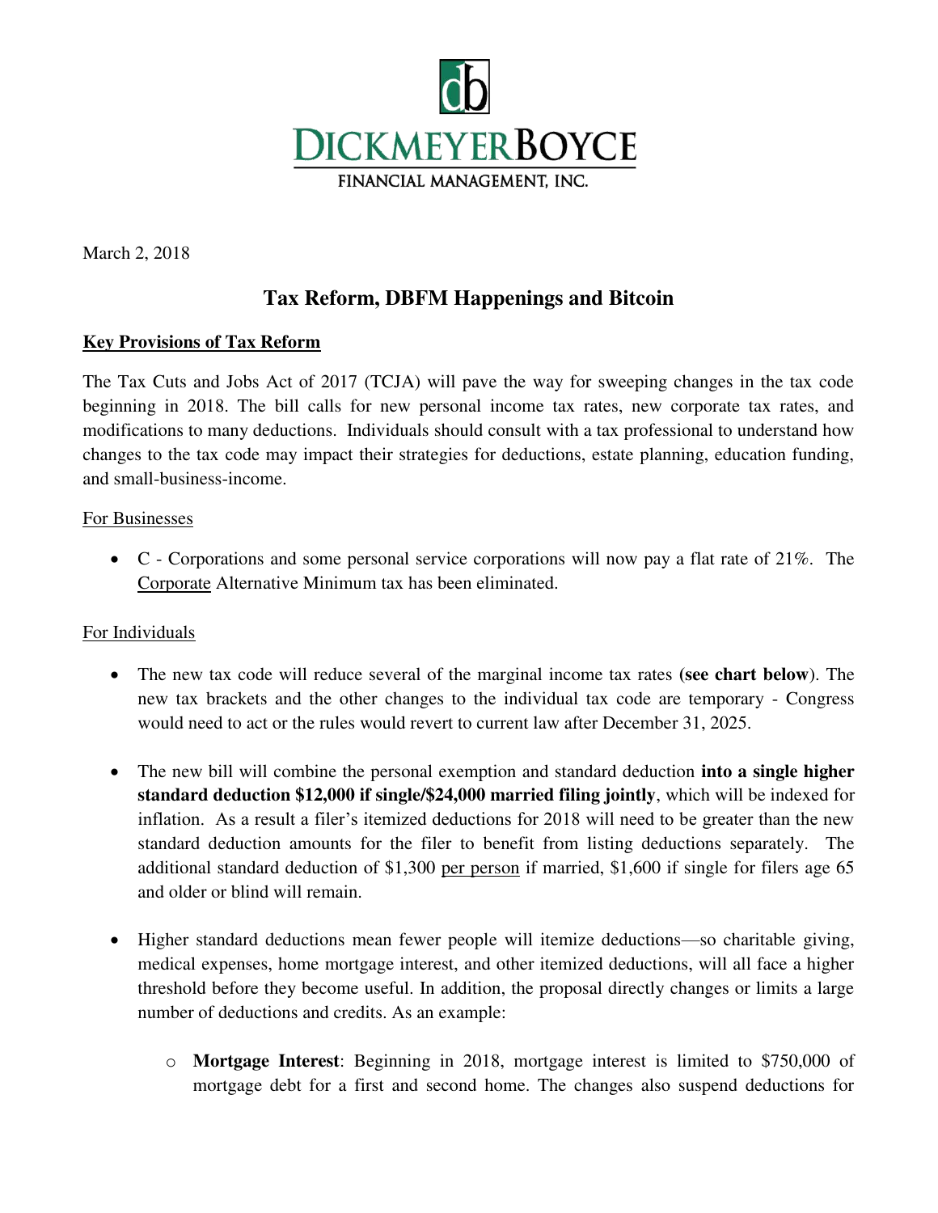# DICKMEYERBOYCE

FINANCIAL MANAGEMENT, INC.

March 2, 2018

## Tax Reform, DBFM Happenings and Bitcoin

### Key Provisions of Tax Reform

The Tax Cuts and Jobs Act of 2017 (TCJA) will pave the way for sweeping changes in the tax code beginning in 2018. The bill calls for new personal income tax rates, new corporate tax rates, and modifications to many deductions. Individuals should consult with a tax professional to understand how changes to the tax code may impact their strategies for deductions, estate planning, education funding, and small-business-income.

For Businesses

- C - Corporations and some personal service corporations will now pay a flat rate of 21%. The Corporate Alternative Minimum tax has been eliminated.

For Individuals

- The new tax code will reduce several of the marginal income tax rates (**see chart below**). The new tax brackets and the other changes to the individual tax code are temporary - Congress would need to act or the rules would revert to current law after December 31, 2025.

- The new bill will combine the personal exemption and standard deduction **into a single higher standard deduction $12,000 if single/$24,000 married filing jointly**, which will be indexed for inflation. As a result a filer's itemized deductions for 2018 will need to be greater than the new standard deduction amounts for the filer to benefit from listing deductions separately. The additional standard deduction of $1,300 per person if married, $1,600 if single for filers age 65 and older or blind will remain.

- Higher standard deductions mean fewer people will itemize deductions—so charitable giving, medical expenses, home mortgage interest, and other itemized deductions, will all face a higher threshold before they become useful. In addition, the proposal directly changes or limits a large number of deductions and credits. As an example:
  - **Mortgage Interest**: Beginning in 2018, mortgage interest is limited to $750,000 of mortgage debt for a first and second home. The changes also suspend deductions for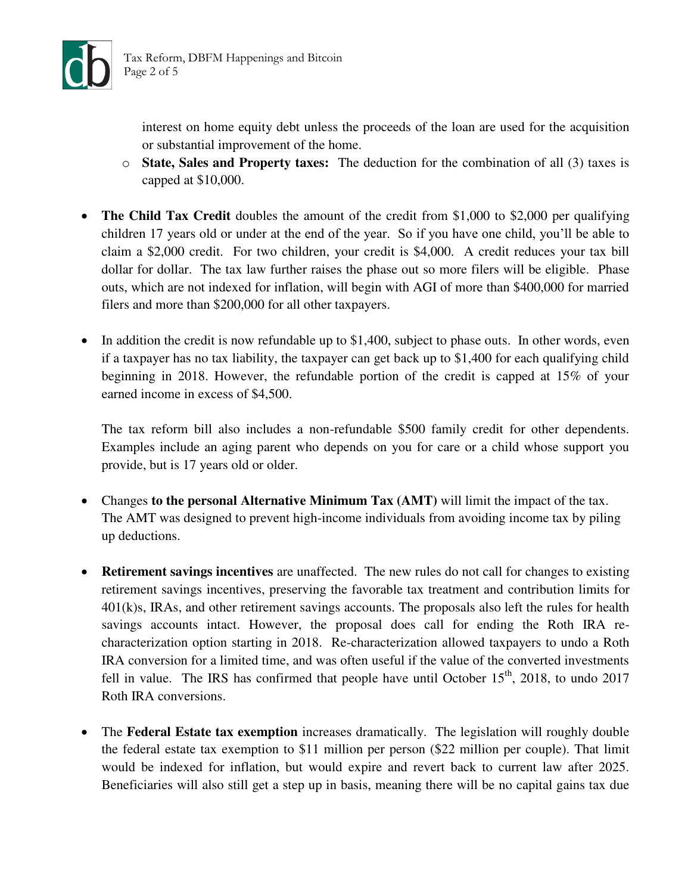interest on home equity debt unless the proceeds of the loan are used for the acquisition or substantial improvement of the home.
  - **State, Sales and Property taxes:** The deduction for the combination of all (3) taxes is capped at $10,000.

- **The Child Tax Credit** doubles the amount of the credit from $1,000 to $2,000 per qualifying children 17 years old or under at the end of the year. So if you have one child, you'll be able to claim a $2,000 credit. For two children, your credit is $4,000. A credit reduces your tax bill dollar for dollar. The tax law further raises the phase out so more filers will be eligible. Phase outs, which are not indexed for inflation, will begin with AGI of more than $400,000 for married filers and more than $200,000 for all other taxpayers.

- In addition the credit is now refundable up to $1,400, subject to phase outs. In other words, even if a taxpayer has no tax liability, the taxpayer can get back up to $1,400 for each qualifying child beginning in 2018. However, the refundable portion of the credit is capped at 15% of your earned income in excess of $4,500.

  The tax reform bill also includes a non-refundable $500 family credit for other dependents. Examples include an aging parent who depends on you for care or a child whose support you provide, but is 17 years old or older.

- Changes **to the personal Alternative Minimum Tax (AMT)** will limit the impact of the tax. The AMT was designed to prevent high-income individuals from avoiding income tax by piling up deductions.

- **Retirement savings incentives** are unaffected. The new rules do not call for changes to existing retirement savings incentives, preserving the favorable tax treatment and contribution limits for 401(k)s, IRAs, and other retirement savings accounts. The proposals also left the rules for health savings accounts intact. However, the proposal does call for ending the Roth IRA re-characterization option starting in 2018. Re-characterization allowed taxpayers to undo a Roth IRA conversion for a limited time, and was often useful if the value of the converted investments fell in value. The IRS has confirmed that people have until October 15th, 2018, to undo 2017 Roth IRA conversions.

- The **Federal Estate tax exemption** increases dramatically. The legislation will roughly double the federal estate tax exemption to $11 million per person ($22 million per couple). That limit would be indexed for inflation, but would expire and revert back to current law after 2025. Beneficiaries will also still get a step up in basis, meaning there will be no capital gains tax due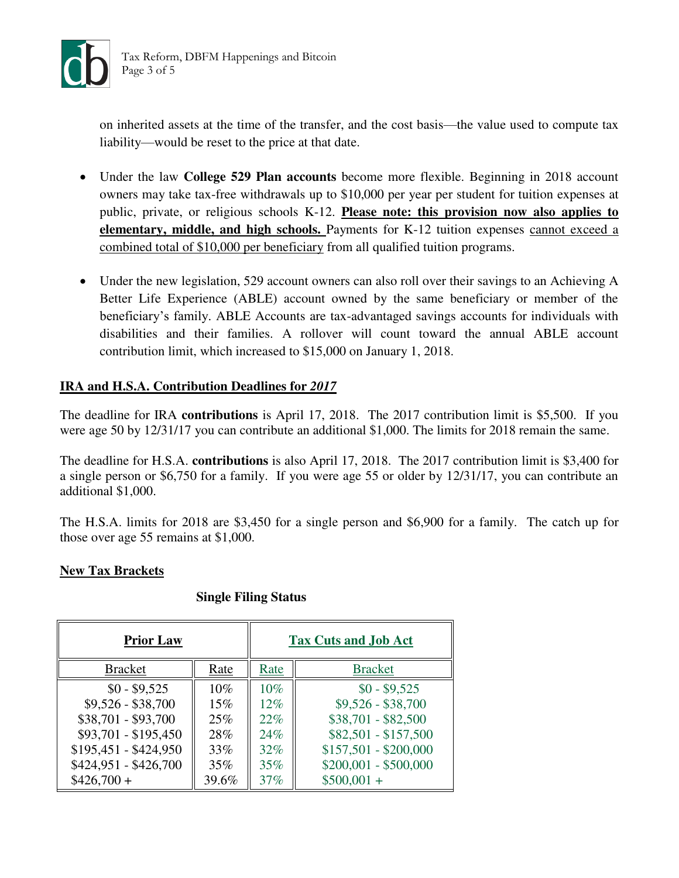on inherited assets at the time of the transfer, and the cost basis—the value used to compute tax liability—would be reset to the price at that date.

- Under the law **College 529 Plan accounts** become more flexible. Beginning in 2018 account owners may take tax-free withdrawals up to $10,000 per year per student for tuition expenses at public, private, or religious schools K-12. **Please note: this provision now also applies to elementary, middle, and high schools.** Payments for K-12 tuition expenses cannot exceed a combined total of $10,000 per beneficiary from all qualified tuition programs.

- Under the new legislation, 529 account owners can also roll over their savings to an Achieving A Better Life Experience (ABLE) account owned by the same beneficiary or member of the beneficiary's family. ABLE Accounts are tax-advantaged savings accounts for individuals with disabilities and their families. A rollover will count toward the annual ABLE account contribution limit, which increased to $15,000 on January 1, 2018.

## IRA and H.S.A. Contribution Deadlines for *2017*

The deadline for IRA **contributions** is April 17, 2018. The 2017 contribution limit is $5,500. If you were age 50 by 12/31/17 you can contribute an additional $1,000. The limits for 2018 remain the same.

The deadline for H.S.A. **contributions** is also April 17, 2018. The 2017 contribution limit is $3,400 for a single person or $6,750 for a family. If you were age 55 or older by 12/31/17, you can contribute an additional $1,000.

The H.S.A. limits for 2018 are $3,450 for a single person and $6,900 for a family. The catch up for those over age 55 remains at $1,000.

## New Tax Brackets

**Single Filing Status**

| Prior Law | | Tax Cuts and Job Act | |
|---|---|---|---|
| Bracket | Rate | Rate | Bracket |
| $0 - $9,525 | 10% | 10% | $0 - $9,525 |
| $9,526 - $38,700 | 15% | 12% | $9,526 - $38,700 |
| $38,701 - $93,700 | 25% | 22% | $38,701 - $82,500 |
| $93,701 - $195,450 | 28% | 24% | $82,501 - $157,500 |
| $195,451 - $424,950 | 33% | 32% | $157,501 - $200,000 |
| $424,951 - $426,700 | 35% | 35% | $200,001 - $500,000 |
| $426,700 + | 39.6% | 37% | $500,001 + |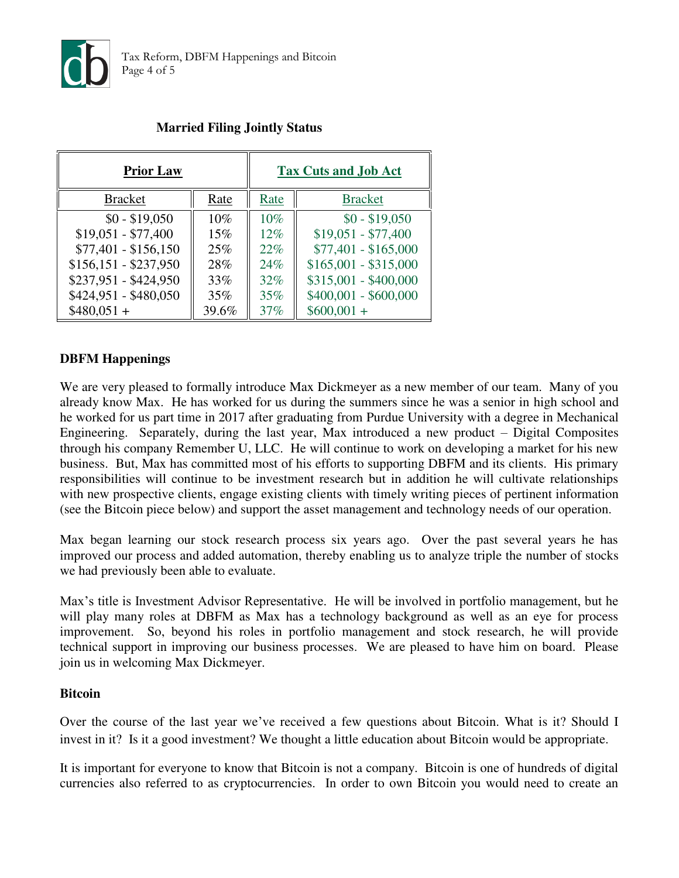**Married Filing Jointly Status**

| Prior Law | | Tax Cuts and Job Act | |
|---|---|---|---|
| Bracket | Rate | Rate | Bracket |
| $0 - $19,050 | 10% | 10% | $0 - $19,050 |
| $19,051 - $77,400 | 15% | 12% | $19,051 - $77,400 |
| $77,401 - $156,150 | 25% | 22% | $77,401 - $165,000 |
| $156,151 - $237,950 | 28% | 24% | $165,001 - $315,000 |
| $237,951 - $424,950 | 33% | 32% | $315,001 - $400,000 |
| $424,951 - $480,050 | 35% | 35% | $400,001 - $600,000 |
| $480,051 + | 39.6% | 37% | $600,001 + |

**DBFM Happenings**

We are very pleased to formally introduce Max Dickmeyer as a new member of our team. Many of you already know Max. He has worked for us during the summers since he was a senior in high school and he worked for us part time in 2017 after graduating from Purdue University with a degree in Mechanical Engineering. Separately, during the last year, Max introduced a new product – Digital Composites through his company Remember U, LLC. He will continue to work on developing a market for his new business. But, Max has committed most of his efforts to supporting DBFM and its clients. His primary responsibilities will continue to be investment research but in addition he will cultivate relationships with new prospective clients, engage existing clients with timely writing pieces of pertinent information (see the Bitcoin piece below) and support the asset management and technology needs of our operation.

Max began learning our stock research process six years ago. Over the past several years he has improved our process and added automation, thereby enabling us to analyze triple the number of stocks we had previously been able to evaluate.

Max's title is Investment Advisor Representative. He will be involved in portfolio management, but he will play many roles at DBFM as Max has a technology background as well as an eye for process improvement. So, beyond his roles in portfolio management and stock research, he will provide technical support in improving our business processes. We are pleased to have him on board. Please join us in welcoming Max Dickmeyer.

**Bitcoin**

Over the course of the last year we've received a few questions about Bitcoin. What is it? Should I invest in it? Is it a good investment? We thought a little education about Bitcoin would be appropriate.

It is important for everyone to know that Bitcoin is not a company. Bitcoin is one of hundreds of digital currencies also referred to as cryptocurrencies. In order to own Bitcoin you would need to create an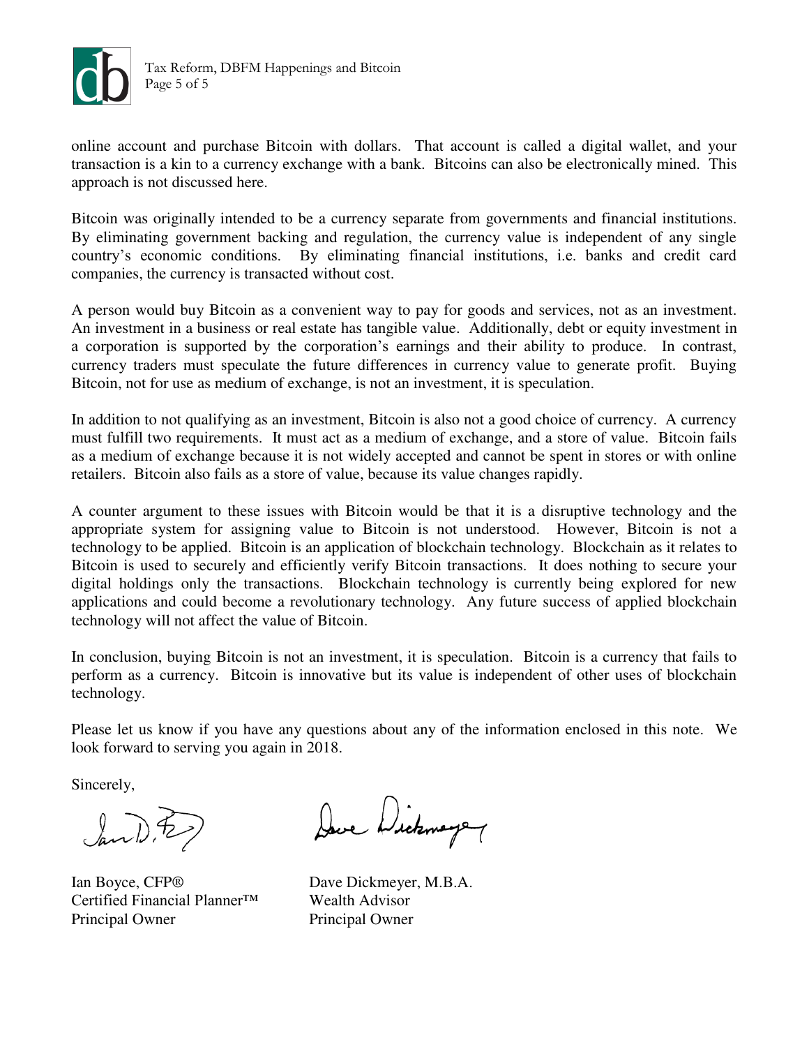online account and purchase Bitcoin with dollars. That account is called a digital wallet, and your transaction is a kin to a currency exchange with a bank. Bitcoins can also be electronically mined. This approach is not discussed here.

Bitcoin was originally intended to be a currency separate from governments and financial institutions. By eliminating government backing and regulation, the currency value is independent of any single country's economic conditions. By eliminating financial institutions, i.e. banks and credit card companies, the currency is transacted without cost.

A person would buy Bitcoin as a convenient way to pay for goods and services, not as an investment. An investment in a business or real estate has tangible value. Additionally, debt or equity investment in a corporation is supported by the corporation's earnings and their ability to produce. In contrast, currency traders must speculate the future differences in currency value to generate profit. Buying Bitcoin, not for use as medium of exchange, is not an investment, it is speculation.

In addition to not qualifying as an investment, Bitcoin is also not a good choice of currency. A currency must fulfill two requirements. It must act as a medium of exchange, and a store of value. Bitcoin fails as a medium of exchange because it is not widely accepted and cannot be spent in stores or with online retailers. Bitcoin also fails as a store of value, because its value changes rapidly.

A counter argument to these issues with Bitcoin would be that it is a disruptive technology and the appropriate system for assigning value to Bitcoin is not understood. However, Bitcoin is not a technology to be applied. Bitcoin is an application of blockchain technology. Blockchain as it relates to Bitcoin is used to securely and efficiently verify Bitcoin transactions. It does nothing to secure your digital holdings only the transactions. Blockchain technology is currently being explored for new applications and could become a revolutionary technology. Any future success of applied blockchain technology will not affect the value of Bitcoin.

In conclusion, buying Bitcoin is not an investment, it is speculation. Bitcoin is a currency that fails to perform as a currency. Bitcoin is innovative but its value is independent of other uses of blockchain technology.

Please let us know if you have any questions about any of the information enclosed in this note. We look forward to serving you again in 2018.

Sincerely,

Ian Boyce, CFP®
Certified Financial Planner™
Principal Owner

Dave Dickmeyer, M.B.A.
Wealth Advisor
Principal Owner